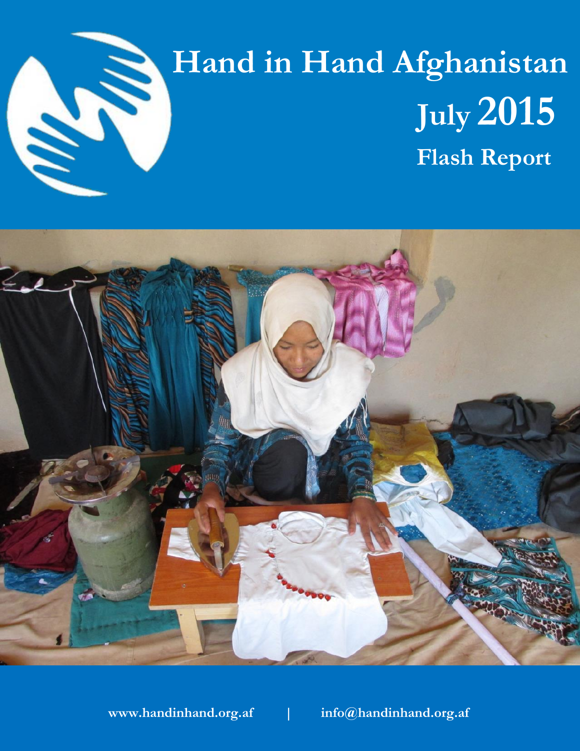# Hand in Hand Afghanistan

## July 2015

## Flash Report

www.handinhand.org.af | info@handinhand.org.af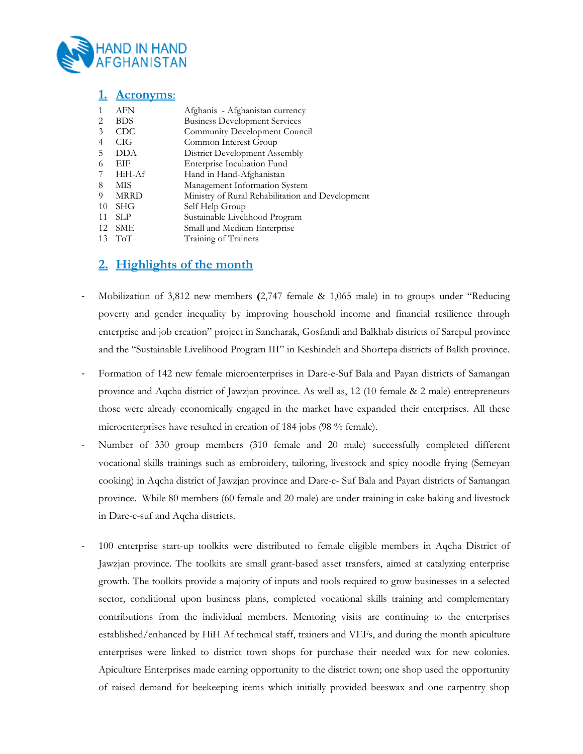## 1. Acronyms:

| | | |
|---|---|---|
| 1 | AFN | Afghanis - Afghanistan currency |
| 2 | BDS | Business Development Services |
| 3 | CDC | Community Development Council |
| 4 | CIG | Common Interest Group |
| 5 | DDA | District Development Assembly |
| 6 | EIF | Enterprise Incubation Fund |
| 7 | HiH-Af | Hand in Hand-Afghanistan |
| 8 | MIS | Management Information System |
| 9 | MRRD | Ministry of Rural Rehabilitation and Development |
| 10 | SHG | Self Help Group |
| 11 | SLP | Sustainable Livelihood Program |
| 12 | SME | Small and Medium Enterprise |
| 13 | ToT | Training of Trainers |

## 2. Highlights of the month

- Mobilization of 3,812 new members **(**2,747 female & 1,065 male) in to groups under "Reducing poverty and gender inequality by improving household income and financial resilience through enterprise and job creation" project in Sancharak, Gosfandi and Balkhab districts of Sarepul province and the "Sustainable Livelihood Program III" in Keshindeh and Shortepa districts of Balkh province.
- Formation of 142 new female microenterprises in Dare-e-Suf Bala and Payan districts of Samangan province and Aqcha district of Jawzjan province. As well as, 12 (10 female & 2 male) entrepreneurs those were already economically engaged in the market have expanded their enterprises. All these microenterprises have resulted in creation of 184 jobs (98 % female).
- Number of 330 group members (310 female and 20 male) successfully completed different vocational skills trainings such as embroidery, tailoring, livestock and spicy noodle frying (Semeyan cooking) in Aqcha district of Jawzjan province and Dare-e- Suf Bala and Payan districts of Samangan province. While 80 members (60 female and 20 male) are under training in cake baking and livestock in Dare-e-suf and Aqcha districts.
- 100 enterprise start-up toolkits were distributed to female eligible members in Aqcha District of Jawzjan province. The toolkits are small grant-based asset transfers, aimed at catalyzing enterprise growth. The toolkits provide a majority of inputs and tools required to grow businesses in a selected sector, conditional upon business plans, completed vocational skills training and complementary contributions from the individual members. Mentoring visits are continuing to the enterprises established/enhanced by HiH Af technical staff, trainers and VEFs, and during the month apiculture enterprises were linked to district town shops for purchase their needed wax for new colonies. Apiculture Enterprises made earning opportunity to the district town; one shop used the opportunity of raised demand for beekeeping items which initially provided beeswax and one carpentry shop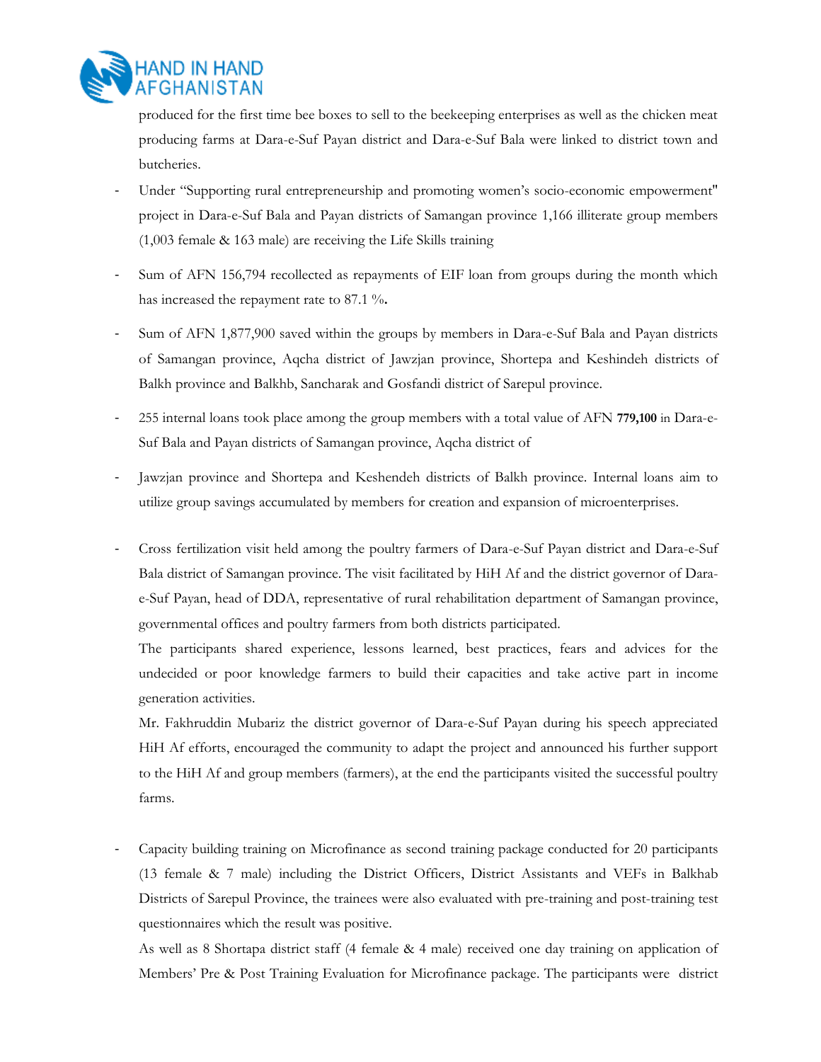produced for the first time bee boxes to sell to the beekeeping enterprises as well as the chicken meat producing farms at Dara-e-Suf Payan district and Dara-e-Suf Bala were linked to district town and butcheries.

- Under "Supporting rural entrepreneurship and promoting women's socio-economic empowerment" project in Dara-e-Suf Bala and Payan districts of Samangan province 1,166 illiterate group members (1,003 female & 163 male) are receiving the Life Skills training

- Sum of AFN 156,794 recollected as repayments of EIF loan from groups during the month which has increased the repayment rate to 87.1 %**.**

- Sum of AFN 1,877,900 saved within the groups by members in Dara-e-Suf Bala and Payan districts of Samangan province, Aqcha district of Jawzjan province, Shortepa and Keshindeh districts of Balkh province and Balkhb, Sancharak and Gosfandi district of Sarepul province.

- 255 internal loans took place among the group members with a total value of AFN **779,100** in Dara-e-Suf Bala and Payan districts of Samangan province, Aqcha district of

- Jawzjan province and Shortepa and Keshendeh districts of Balkh province. Internal loans aim to utilize group savings accumulated by members for creation and expansion of microenterprises.

- Cross fertilization visit held among the poultry farmers of Dara-e-Suf Payan district and Dara-e-Suf Bala district of Samangan province. The visit facilitated by HiH Af and the district governor of Dara-e-Suf Payan, head of DDA, representative of rural rehabilitation department of Samangan province, governmental offices and poultry farmers from both districts participated.

  The participants shared experience, lessons learned, best practices, fears and advices for the undecided or poor knowledge farmers to build their capacities and take active part in income generation activities.

  Mr. Fakhruddin Mubariz the district governor of Dara-e-Suf Payan during his speech appreciated HiH Af efforts, encouraged the community to adapt the project and announced his further support to the HiH Af and group members (farmers), at the end the participants visited the successful poultry farms.

- Capacity building training on Microfinance as second training package conducted for 20 participants (13 female & 7 male) including the District Officers, District Assistants and VEFs in Balkhab Districts of Sarepul Province, the trainees were also evaluated with pre-training and post-training test questionnaires which the result was positive.

  As well as 8 Shortapa district staff (4 female & 4 male) received one day training on application of Members' Pre & Post Training Evaluation for Microfinance package. The participants were district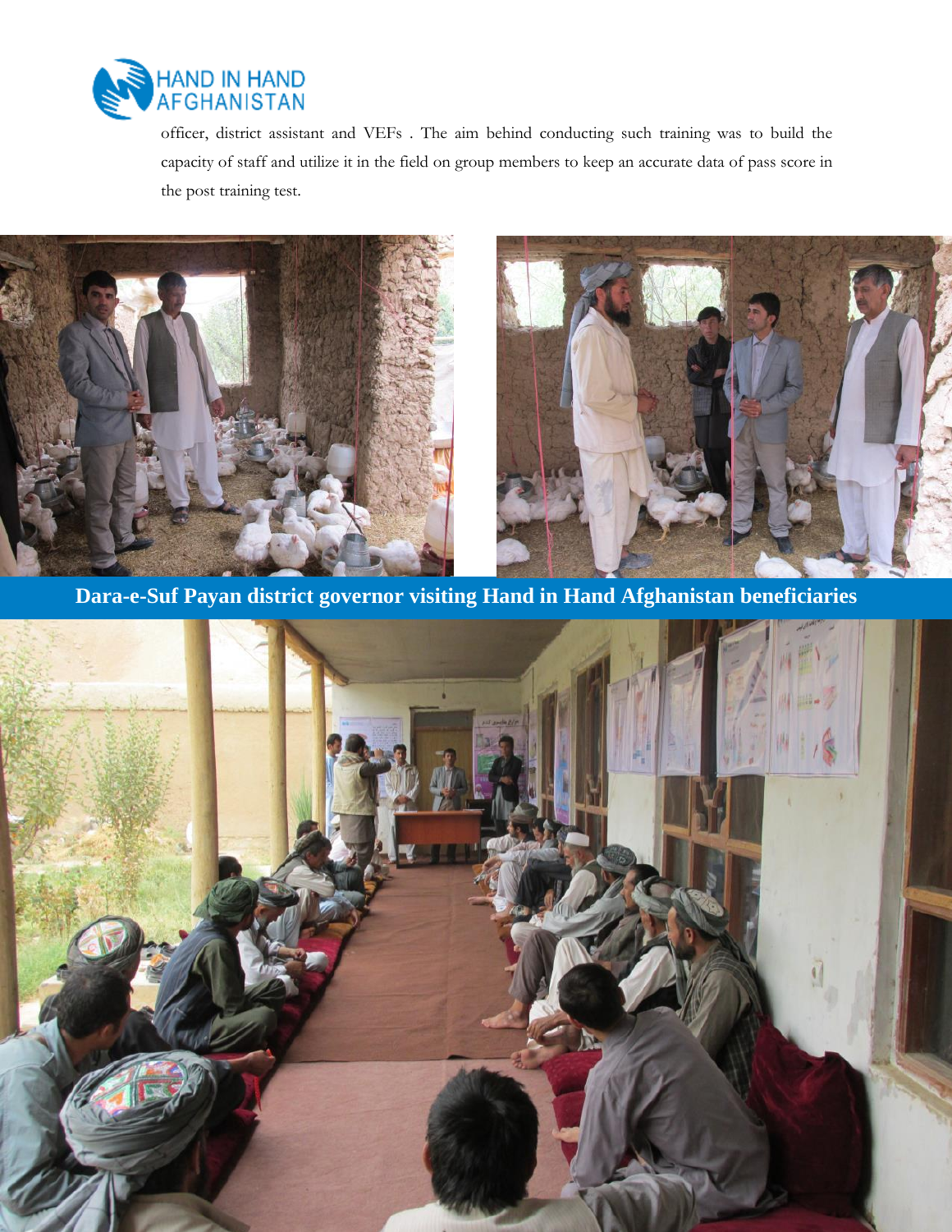officer, district assistant and VEFs . The aim behind conducting such training was to build the capacity of staff and utilize it in the field on group members to keep an accurate data of pass score in the post training test.

**Dara-e-Suf Payan district governor visiting Hand in Hand Afghanistan beneficiaries**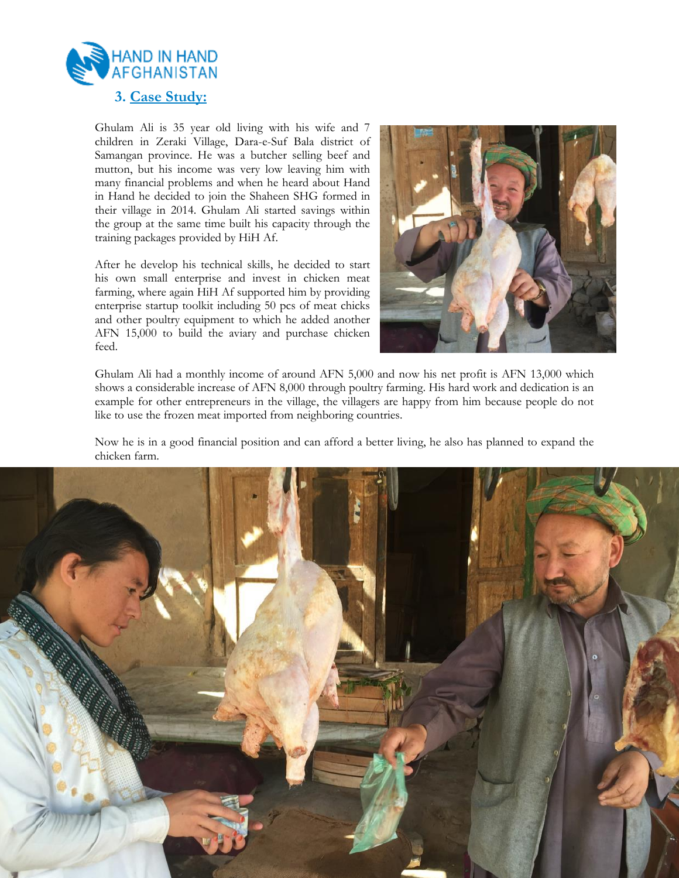### 3. Case Study:

Ghulam Ali is 35 year old living with his wife and 7 children in Zeraki Village, Dara-e-Suf Bala district of Samangan province. He was a butcher selling beef and mutton, but his income was very low leaving him with many financial problems and when he heard about Hand in Hand he decided to join the Shaheen SHG formed in their village in 2014. Ghulam Ali started savings within the group at the same time built his capacity through the training packages provided by HiH Af.

After he develop his technical skills, he decided to start his own small enterprise and invest in chicken meat farming, where again HiH Af supported him by providing enterprise startup toolkit including 50 pcs of meat chicks and other poultry equipment to which he added another AFN 15,000 to build the aviary and purchase chicken feed.

Ghulam Ali had a monthly income of around AFN 5,000 and now his net profit is AFN 13,000 which shows a considerable increase of AFN 8,000 through poultry farming. His hard work and dedication is an example for other entrepreneurs in the village, the villagers are happy from him because people do not like to use the frozen meat imported from neighboring countries.

Now he is in a good financial position and can afford a better living, he also has planned to expand the chicken farm.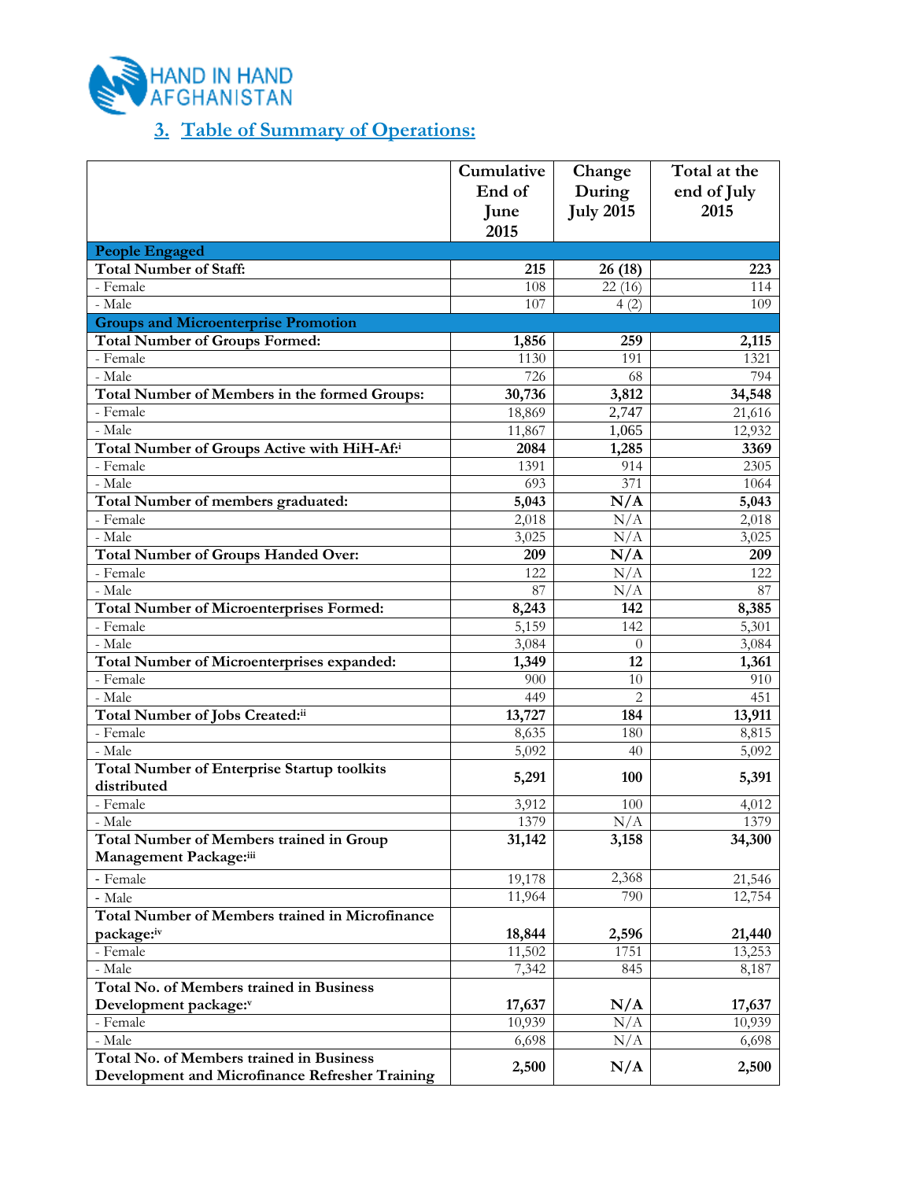HAND IN HAND AFGHANISTAN

## 3. Table of Summary of Operations:

| | Cumulative End of June 2015 | Change During July 2015 | Total at the end of July 2015 |
|---|---|---|---|
| **People Engaged** | | | |
| **Total Number of Staff:** | **215** | **26 (18)** | **223** |
| - Female | 108 | 22 (16) | 114 |
| - Male | 107 | 4 (2) | 109 |
| **Groups and Microenterprise Promotion** | | | |
| **Total Number of Groups Formed:** | **1,856** | **259** | **2,115** |
| - Female | 1130 | 191 | 1321 |
| - Male | 726 | 68 | 794 |
| **Total Number of Members in the formed Groups:** | **30,736** | **3,812** | **34,548** |
| - Female | 18,869 | 2,747 | 21,616 |
| - Male | 11,867 | 1,065 | 12,932 |
| **Total Number of Groups Active with HiH-Af:**[i] | **2084** | **1,285** | **3369** |
| - Female | 1391 | 914 | 2305 |
| - Male | 693 | 371 | 1064 |
| **Total Number of members graduated:** | **5,043** | **N/A** | **5,043** |
| - Female | 2,018 | N/A | 2,018 |
| - Male | 3,025 | N/A | 3,025 |
| **Total Number of Groups Handed Over:** | **209** | **N/A** | **209** |
| - Female | 122 | N/A | 122 |
| - Male | 87 | N/A | 87 |
| **Total Number of Microenterprises Formed:** | **8,243** | **142** | **8,385** |
| - Female | 5,159 | 142 | 5,301 |
| - Male | 3,084 | 0 | 3,084 |
| **Total Number of Microenterprises expanded:** | **1,349** | **12** | **1,361** |
| - Female | 900 | 10 | 910 |
| - Male | 449 | 2 | 451 |
| **Total Number of Jobs Created:**[ii] | **13,727** | **184** | **13,911** |
| - Female | 8,635 | 180 | 8,815 |
| - Male | 5,092 | 40 | 5,092 |
| **Total Number of Enterprise Startup toolkits distributed** | **5,291** | **100** | **5,391** |
| - Female | 3,912 | 100 | 4,012 |
| - Male | 1379 | N/A | 1379 |
| **Total Number of Members trained in Group Management Package:**[iii] | **31,142** | **3,158** | **34,300** |
| - Female | 19,178 | 2,368 | 21,546 |
| - Male | 11,964 | 790 | 12,754 |
| **Total Number of Members trained in Microfinance package:**[iv] | **18,844** | **2,596** | **21,440** |
| - Female | 11,502 | 1751 | 13,253 |
| - Male | 7,342 | 845 | 8,187 |
| **Total No. of Members trained in Business Development package:**[v] | **17,637** | **N/A** | **17,637** |
| - Female | 10,939 | N/A | 10,939 |
| - Male | 6,698 | N/A | 6,698 |
| **Total No. of Members trained in Business Development and Microfinance Refresher Training** | **2,500** | **N/A** | **2,500** |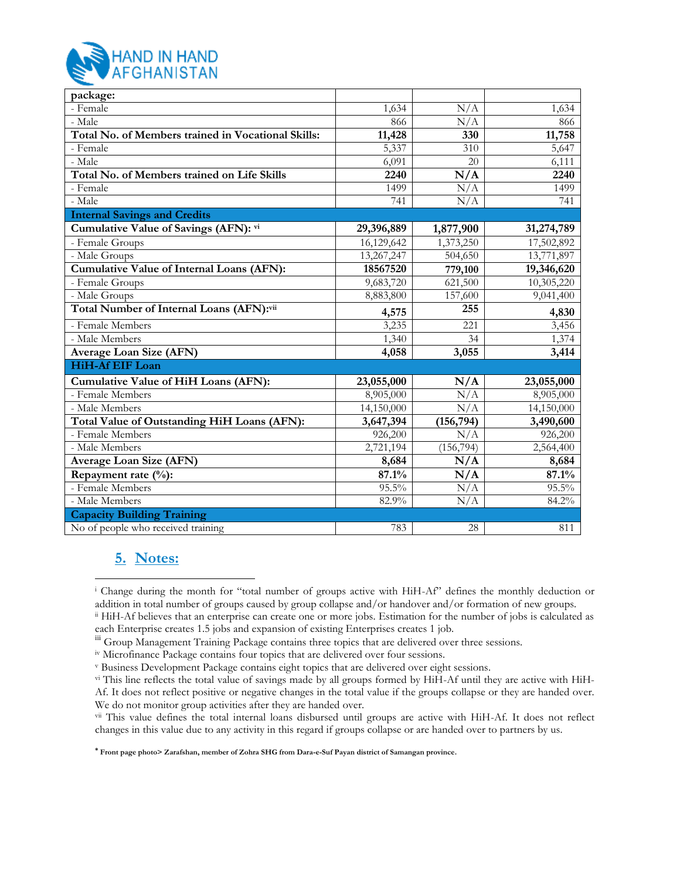| | | | |
|---|---|---|---|
| **package:** | | | |
| - Female | 1,634 | N/A | 1,634 |
| - Male | 866 | N/A | 866 |
| **Total No. of Members trained in Vocational Skills:** | **11,428** | **330** | **11,758** |
| - Female | 5,337 | 310 | 5,647 |
| - Male | 6,091 | 20 | 6,111 |
| **Total No. of Members trained on Life Skills** | **2240** | **N/A** | **2240** |
| - Female | 1499 | N/A | 1499 |
| - Male | 741 | N/A | 741 |
| **Internal Savings and Credits** | | | |
| **Cumulative Value of Savings (AFN):** [vi] | **29,396,889** | **1,877,900** | **31,274,789** |
| - Female Groups | 16,129,642 | 1,373,250 | 17,502,892 |
| - Male Groups | 13,267,247 | 504,650 | 13,771,897 |
| **Cumulative Value of Internal Loans (AFN):** | **18567520** | **779,100** | **19,346,620** |
| - Female Groups | 9,683,720 | 621,500 | 10,305,220 |
| - Male Groups | 8,883,800 | 157,600 | 9,041,400 |
| **Total Number of Internal Loans (AFN):**[vii] | **4,575** | **255** | **4,830** |
| - Female Members | 3,235 | 221 | 3,456 |
| - Male Members | 1,340 | 34 | 1,374 |
| **Average Loan Size (AFN)** | **4,058** | **3,055** | **3,414** |
| **HiH-Af EIF Loan** | | | |
| **Cumulative Value of HiH Loans (AFN):** | **23,055,000** | **N/A** | **23,055,000** |
| - Female Members | 8,905,000 | N/A | 8,905,000 |
| - Male Members | 14,150,000 | N/A | 14,150,000 |
| **Total Value of Outstanding HiH Loans (AFN):** | **3,647,394** | **(156,794)** | **3,490,600** |
| - Female Members | 926,200 | N/A | 926,200 |
| - Male Members | 2,721,194 | (156,794) | 2,564,400 |
| **Average Loan Size (AFN)** | **8,684** | **N/A** | **8,684** |
| **Repayment rate (%):** | **87.1%** | **N/A** | **87.1%** |
| - Female Members | 95.5% | N/A | 95.5% |
| - Male Members | 82.9% | N/A | 84.2% |
| **Capacity Building Training** | | | |
| No of people who received training | 783 | 28 | 811 |

## 5. Notes:

[i] Change during the month for "total number of groups active with HiH-Af" defines the monthly deduction or addition in total number of groups caused by group collapse and/or handover and/or formation of new groups.

[ii] HiH-Af believes that an enterprise can create one or more jobs. Estimation for the number of jobs is calculated as each Enterprise creates 1.5 jobs and expansion of existing Enterprises creates 1 job.

[iii] Group Management Training Package contains three topics that are delivered over three sessions.

[iv] Microfinance Package contains four topics that are delivered over four sessions.

[v] Business Development Package contains eight topics that are delivered over eight sessions.

[vi] This line reflects the total value of savings made by all groups formed by HiH-Af until they are active with HiH-Af. It does not reflect positive or negative changes in the total value if the groups collapse or they are handed over. We do not monitor group activities after they are handed over.

[vii] This value defines the total internal loans disbursed until groups are active with HiH-Af. It does not reflect changes in this value due to any activity in this regard if groups collapse or are handed over to partners by us.

* **Front page photo> Zarafshan, member of Zohra SHG from Dara-e-Suf Payan district of Samangan province.**